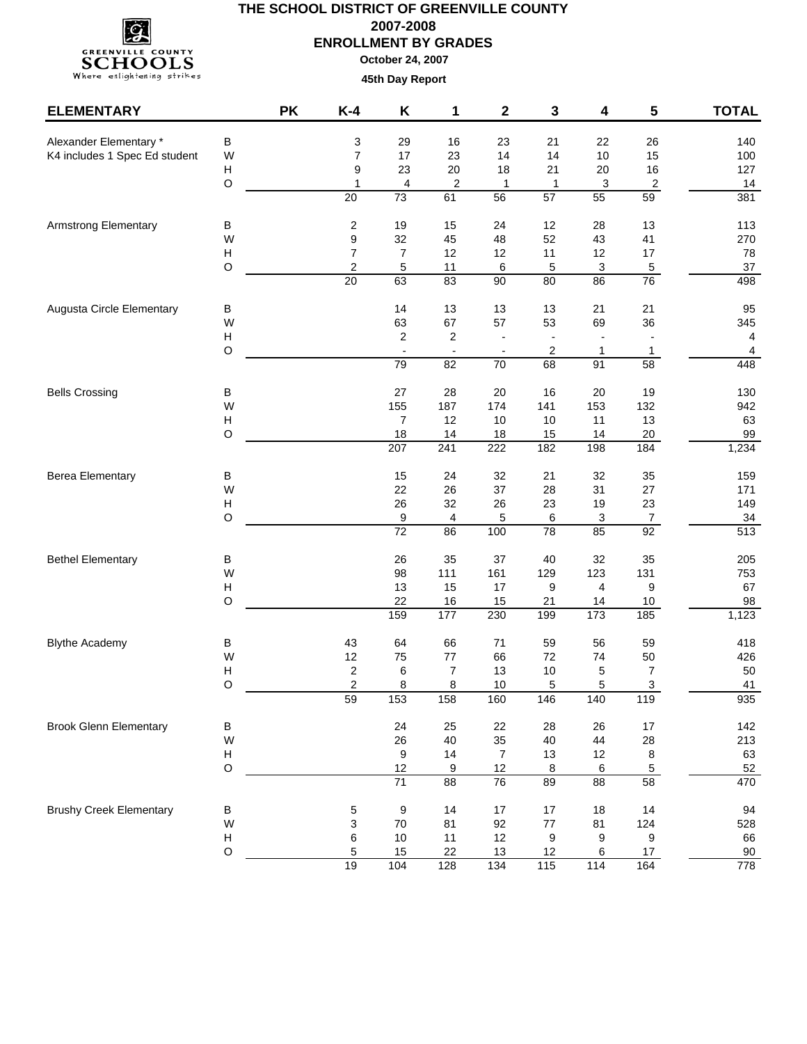# THE SCHOOL DISTRICT OF GREENVILLE COUNTY

## 2007-2008

## ENROLLMENT BY GRADES

**October 24, 2007**

**45th Day Report**

GREENVILLE COUNTY SCHOOLS
Where enlightening strikes

| ELEMENTARY | | PK | K-4 | K | 1 | 2 | 3 | 4 | 5 | TOTAL |
|---|---|---|---|---|---|---|---|---|---|---|
| Alexander Elementary * | B | | 3 | 29 | 16 | 23 | 21 | 22 | 26 | 140 |
| K4 includes 1 Spec Ed student | W | | 7 | 17 | 23 | 14 | 14 | 10 | 15 | 100 |
| | H | | 9 | 23 | 20 | 18 | 21 | 20 | 16 | 127 |
| | O | | 1 | 4 | 2 | 1 | 1 | 3 | 2 | 14 |
| | | | 20 | 73 | 61 | 56 | 57 | 55 | 59 | 381 |
| Armstrong Elementary | B | | 2 | 19 | 15 | 24 | 12 | 28 | 13 | 113 |
| | W | | 9 | 32 | 45 | 48 | 52 | 43 | 41 | 270 |
| | H | | 7 | 7 | 12 | 12 | 11 | 12 | 17 | 78 |
| | O | | 2 | 5 | 11 | 6 | 5 | 3 | 5 | 37 |
| | | | 20 | 63 | 83 | 90 | 80 | 86 | 76 | 498 |
| Augusta Circle Elementary | B | | | 14 | 13 | 13 | 13 | 21 | 21 | 95 |
| | W | | | 63 | 67 | 57 | 53 | 69 | 36 | 345 |
| | H | | | 2 | 2 | - | - | - | - | 4 |
| | O | | | - | - | - | 2 | 1 | 1 | 4 |
| | | | | 79 | 82 | 70 | 68 | 91 | 58 | 448 |
| Bells Crossing | B | | | 27 | 28 | 20 | 16 | 20 | 19 | 130 |
| | W | | | 155 | 187 | 174 | 141 | 153 | 132 | 942 |
| | H | | | 7 | 12 | 10 | 10 | 11 | 13 | 63 |
| | O | | | 18 | 14 | 18 | 15 | 14 | 20 | 99 |
| | | | | 207 | 241 | 222 | 182 | 198 | 184 | 1,234 |
| Berea Elementary | B | | | 15 | 24 | 32 | 21 | 32 | 35 | 159 |
| | W | | | 22 | 26 | 37 | 28 | 31 | 27 | 171 |
| | H | | | 26 | 32 | 26 | 23 | 19 | 23 | 149 |
| | O | | | 9 | 4 | 5 | 6 | 3 | 7 | 34 |
| | | | | 72 | 86 | 100 | 78 | 85 | 92 | 513 |
| Bethel Elementary | B | | | 26 | 35 | 37 | 40 | 32 | 35 | 205 |
| | W | | | 98 | 111 | 161 | 129 | 123 | 131 | 753 |
| | H | | | 13 | 15 | 17 | 9 | 4 | 9 | 67 |
| | O | | | 22 | 16 | 15 | 21 | 14 | 10 | 98 |
| | | | | 159 | 177 | 230 | 199 | 173 | 185 | 1,123 |
| Blythe Academy | B | | 43 | 64 | 66 | 71 | 59 | 56 | 59 | 418 |
| | W | | 12 | 75 | 77 | 66 | 72 | 74 | 50 | 426 |
| | H | | 2 | 6 | 7 | 13 | 10 | 5 | 7 | 50 |
| | O | | 2 | 8 | 8 | 10 | 5 | 5 | 3 | 41 |
| | | | 59 | 153 | 158 | 160 | 146 | 140 | 119 | 935 |
| Brook Glenn Elementary | B | | | 24 | 25 | 22 | 28 | 26 | 17 | 142 |
| | W | | | 26 | 40 | 35 | 40 | 44 | 28 | 213 |
| | H | | | 9 | 14 | 7 | 13 | 12 | 8 | 63 |
| | O | | | 12 | 9 | 12 | 8 | 6 | 5 | 52 |
| | | | | 71 | 88 | 76 | 89 | 88 | 58 | 470 |
| Brushy Creek Elementary | B | | 5 | 9 | 14 | 17 | 17 | 18 | 14 | 94 |
| | W | | 3 | 70 | 81 | 92 | 77 | 81 | 124 | 528 |
| | H | | 6 | 10 | 11 | 12 | 9 | 9 | 9 | 66 |
| | O | | 5 | 15 | 22 | 13 | 12 | 6 | 17 | 90 |
| | | | 19 | 104 | 128 | 134 | 115 | 114 | 164 | 778 |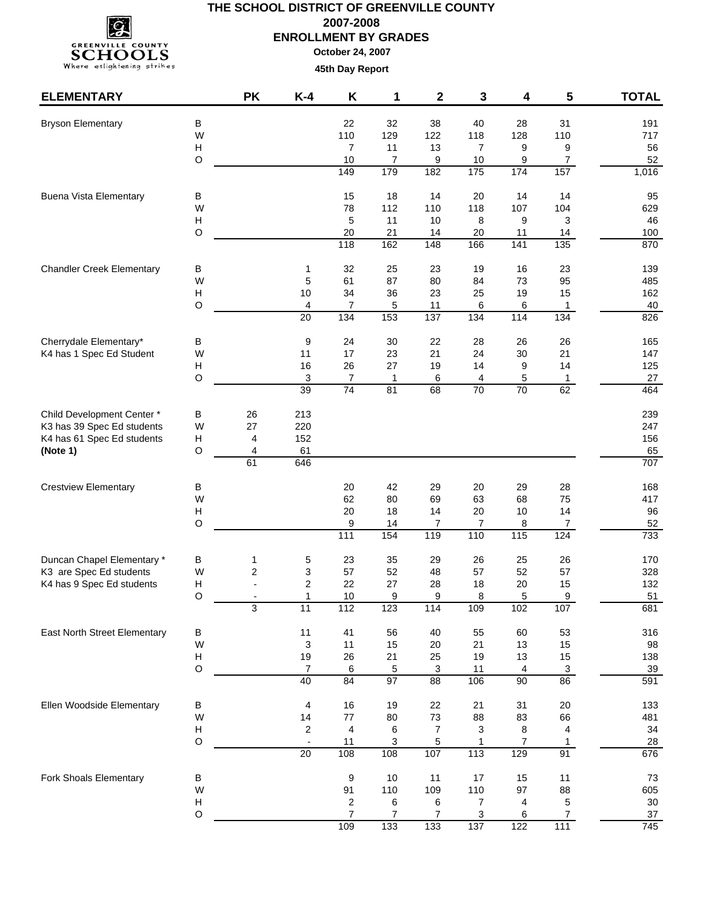# THE SCHOOL DISTRICT OF GREENVILLE COUNTY

## 2007-2008

## ENROLLMENT BY GRADES

**October 24, 2007**

**45th Day Report**

| ELEMENTARY | | PK | K-4 | K | 1 | 2 | 3 | 4 | 5 | TOTAL |
|---|---|---|---|---|---|---|---|---|---|---|
| Bryson Elementary | B | | | 22 | 32 | 38 | 40 | 28 | 31 | 191 |
| | W | | | 110 | 129 | 122 | 118 | 128 | 110 | 717 |
| | H | | | 7 | 11 | 13 | 7 | 9 | 9 | 56 |
| | O | | | 10 | 7 | 9 | 10 | 9 | 7 | 52 |
| | | | | 149 | 179 | 182 | 175 | 174 | 157 | 1,016 |
| Buena Vista Elementary | B | | | 15 | 18 | 14 | 20 | 14 | 14 | 95 |
| | W | | | 78 | 112 | 110 | 118 | 107 | 104 | 629 |
| | H | | | 5 | 11 | 10 | 8 | 9 | 3 | 46 |
| | O | | | 20 | 21 | 14 | 20 | 11 | 14 | 100 |
| | | | | 118 | 162 | 148 | 166 | 141 | 135 | 870 |
| Chandler Creek Elementary | B | | 1 | 32 | 25 | 23 | 19 | 16 | 23 | 139 |
| | W | | 5 | 61 | 87 | 80 | 84 | 73 | 95 | 485 |
| | H | | 10 | 34 | 36 | 23 | 25 | 19 | 15 | 162 |
| | O | | 4 | 7 | 5 | 11 | 6 | 6 | 1 | 40 |
| | | | 20 | 134 | 153 | 137 | 134 | 114 | 134 | 826 |
| Cherrydale Elementary* | B | | 9 | 24 | 30 | 22 | 28 | 26 | 26 | 165 |
| K4 has 1 Spec Ed Student | W | | 11 | 17 | 23 | 21 | 24 | 30 | 21 | 147 |
| | H | | 16 | 26 | 27 | 19 | 14 | 9 | 14 | 125 |
| | O | | 3 | 7 | 1 | 6 | 4 | 5 | 1 | 27 |
| | | | 39 | 74 | 81 | 68 | 70 | 70 | 62 | 464 |
| Child Development Center * | B | 26 | 213 | | | | | | | 239 |
| K3 has 39 Spec Ed students | W | 27 | 220 | | | | | | | 247 |
| K4 has 61 Spec Ed students | H | 4 | 152 | | | | | | | 156 |
| **(Note 1)** | O | 4 | 61 | | | | | | | 65 |
| | | 61 | 646 | | | | | | | 707 |
| Crestview Elementary | B | | | 20 | 42 | 29 | 20 | 29 | 28 | 168 |
| | W | | | 62 | 80 | 69 | 63 | 68 | 75 | 417 |
| | H | | | 20 | 18 | 14 | 20 | 10 | 14 | 96 |
| | O | | | 9 | 14 | 7 | 7 | 8 | 7 | 52 |
| | | | | 111 | 154 | 119 | 110 | 115 | 124 | 733 |
| Duncan Chapel Elementary * | B | 1 | 5 | 23 | 35 | 29 | 26 | 25 | 26 | 170 |
| K3 are Spec Ed students | W | 2 | 3 | 57 | 52 | 48 | 57 | 52 | 57 | 328 |
| K4 has 9 Spec Ed students | H | - | 2 | 22 | 27 | 28 | 18 | 20 | 15 | 132 |
| | O | - | 1 | 10 | 9 | 9 | 8 | 5 | 9 | 51 |
| | | 3 | 11 | 112 | 123 | 114 | 109 | 102 | 107 | 681 |
| East North Street Elementary | B | | 11 | 41 | 56 | 40 | 55 | 60 | 53 | 316 |
| | W | | 3 | 11 | 15 | 20 | 21 | 13 | 15 | 98 |
| | H | | 19 | 26 | 21 | 25 | 19 | 13 | 15 | 138 |
| | O | | 7 | 6 | 5 | 3 | 11 | 4 | 3 | 39 |
| | | | 40 | 84 | 97 | 88 | 106 | 90 | 86 | 591 |
| Ellen Woodside Elementary | B | | 4 | 16 | 19 | 22 | 21 | 31 | 20 | 133 |
| | W | | 14 | 77 | 80 | 73 | 88 | 83 | 66 | 481 |
| | H | | 2 | 4 | 6 | 7 | 3 | 8 | 4 | 34 |
| | O | | - | 11 | 3 | 5 | 1 | 7 | 1 | 28 |
| | | | 20 | 108 | 108 | 107 | 113 | 129 | 91 | 676 |
| Fork Shoals Elementary | B | | | 9 | 10 | 11 | 17 | 15 | 11 | 73 |
| | W | | | 91 | 110 | 109 | 110 | 97 | 88 | 605 |
| | H | | | 2 | 6 | 6 | 7 | 4 | 5 | 30 |
| | O | | | 7 | 7 | 7 | 3 | 6 | 7 | 37 |
| | | | | 109 | 133 | 133 | 137 | 122 | 111 | 745 |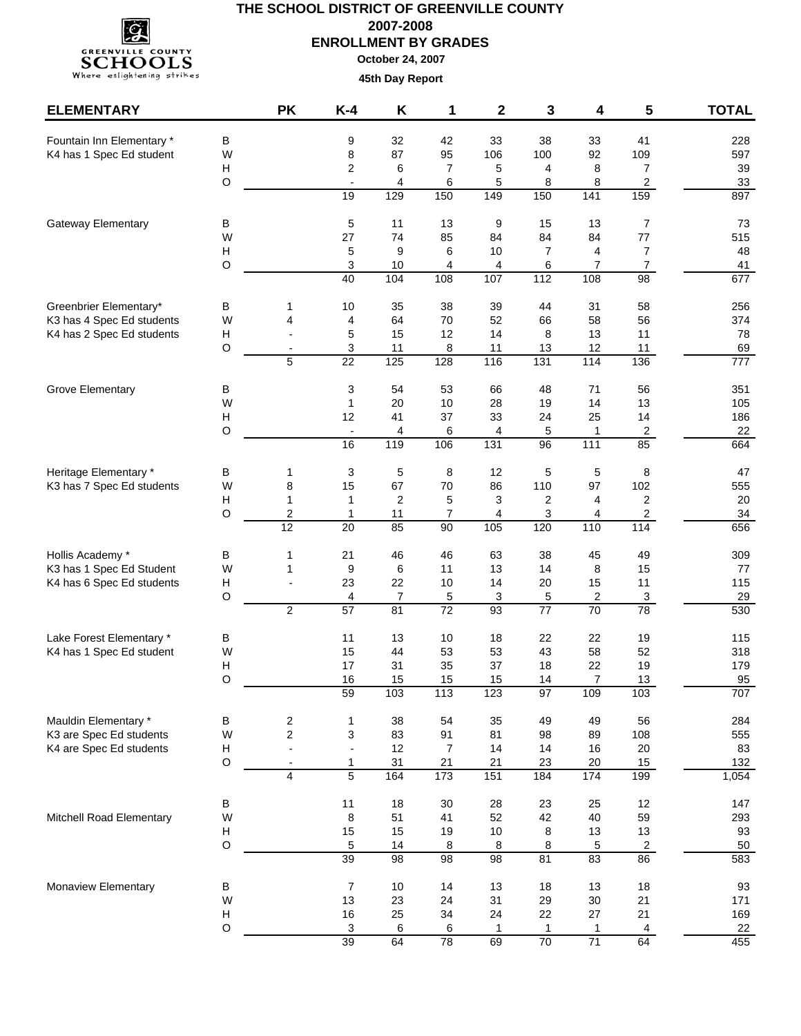# THE SCHOOL DISTRICT OF GREENVILLE COUNTY

## 2007-2008

## ENROLLMENT BY GRADES

**October 24, 2007**

**45th Day Report**

| ELEMENTARY | | PK | K-4 | K | 1 | 2 | 3 | 4 | 5 | TOTAL |
|---|---|---|---|---|---|---|---|---|---|---|
| Fountain Inn Elementary * | B | | 9 | 32 | 42 | 33 | 38 | 33 | 41 | 228 |
| K4 has 1 Spec Ed student | W | | 8 | 87 | 95 | 106 | 100 | 92 | 109 | 597 |
| | H | | 2 | 6 | 7 | 5 | 4 | 8 | 7 | 39 |
| | O | | - | 4 | 6 | 5 | 8 | 8 | 2 | 33 |
| | | | 19 | 129 | 150 | 149 | 150 | 141 | 159 | 897 |
| Gateway Elementary | B | | 5 | 11 | 13 | 9 | 15 | 13 | 7 | 73 |
| | W | | 27 | 74 | 85 | 84 | 84 | 84 | 77 | 515 |
| | H | | 5 | 9 | 6 | 10 | 7 | 4 | 7 | 48 |
| | O | | 3 | 10 | 4 | 4 | 6 | 7 | 7 | 41 |
| | | | 40 | 104 | 108 | 107 | 112 | 108 | 98 | 677 |
| Greenbrier Elementary* | B | 1 | 10 | 35 | 38 | 39 | 44 | 31 | 58 | 256 |
| K3 has 4 Spec Ed students | W | 4 | 4 | 64 | 70 | 52 | 66 | 58 | 56 | 374 |
| K4 has 2 Spec Ed students | H | - | 5 | 15 | 12 | 14 | 8 | 13 | 11 | 78 |
| | O | - | 3 | 11 | 8 | 11 | 13 | 12 | 11 | 69 |
| | | 5 | 22 | 125 | 128 | 116 | 131 | 114 | 136 | 777 |
| Grove Elementary | B | | 3 | 54 | 53 | 66 | 48 | 71 | 56 | 351 |
| | W | | 1 | 20 | 10 | 28 | 19 | 14 | 13 | 105 |
| | H | | 12 | 41 | 37 | 33 | 24 | 25 | 14 | 186 |
| | O | | - | 4 | 6 | 4 | 5 | 1 | 2 | 22 |
| | | | 16 | 119 | 106 | 131 | 96 | 111 | 85 | 664 |
| Heritage Elementary * | B | 1 | 3 | 5 | 8 | 12 | 5 | 5 | 8 | 47 |
| K3 has 7 Spec Ed students | W | 8 | 15 | 67 | 70 | 86 | 110 | 97 | 102 | 555 |
| | H | 1 | 1 | 2 | 5 | 3 | 2 | 4 | 2 | 20 |
| | O | 2 | 1 | 11 | 7 | 4 | 3 | 4 | 2 | 34 |
| | | 12 | 20 | 85 | 90 | 105 | 120 | 110 | 114 | 656 |
| Hollis Academy * | B | 1 | 21 | 46 | 46 | 63 | 38 | 45 | 49 | 309 |
| K3 has 1 Spec Ed Student | W | 1 | 9 | 6 | 11 | 13 | 14 | 8 | 15 | 77 |
| K4 has 6 Spec Ed students | H | - | 23 | 22 | 10 | 14 | 20 | 15 | 11 | 115 |
| | O | | 4 | 7 | 5 | 3 | 5 | 2 | 3 | 29 |
| | | 2 | 57 | 81 | 72 | 93 | 77 | 70 | 78 | 530 |
| Lake Forest Elementary * | B | | 11 | 13 | 10 | 18 | 22 | 22 | 19 | 115 |
| K4 has 1 Spec Ed student | W | | 15 | 44 | 53 | 53 | 43 | 58 | 52 | 318 |
| | H | | 17 | 31 | 35 | 37 | 18 | 22 | 19 | 179 |
| | O | | 16 | 15 | 15 | 15 | 14 | 7 | 13 | 95 |
| | | | 59 | 103 | 113 | 123 | 97 | 109 | 103 | 707 |
| Mauldin Elementary * | B | 2 | 1 | 38 | 54 | 35 | 49 | 49 | 56 | 284 |
| K3 are Spec Ed students | W | 2 | 3 | 83 | 91 | 81 | 98 | 89 | 108 | 555 |
| K4 are Spec Ed students | H | - | - | 12 | 7 | 14 | 14 | 16 | 20 | 83 |
| | O | - | 1 | 31 | 21 | 21 | 23 | 20 | 15 | 132 |
| | | 4 | 5 | 164 | 173 | 151 | 184 | 174 | 199 | 1,054 |
| | B | | 11 | 18 | 30 | 28 | 23 | 25 | 12 | 147 |
| Mitchell Road Elementary | W | | 8 | 51 | 41 | 52 | 42 | 40 | 59 | 293 |
| | H | | 15 | 15 | 19 | 10 | 8 | 13 | 13 | 93 |
| | O | | 5 | 14 | 8 | 8 | 8 | 5 | 2 | 50 |
| | | | 39 | 98 | 98 | 98 | 81 | 83 | 86 | 583 |
| Monaview Elementary | B | | 7 | 10 | 14 | 13 | 18 | 13 | 18 | 93 |
| | W | | 13 | 23 | 24 | 31 | 29 | 30 | 21 | 171 |
| | H | | 16 | 25 | 34 | 24 | 22 | 27 | 21 | 169 |
| | O | | 3 | 6 | 6 | 1 | 1 | 1 | 4 | 22 |
| | | | 39 | 64 | 78 | 69 | 70 | 71 | 64 | 455 |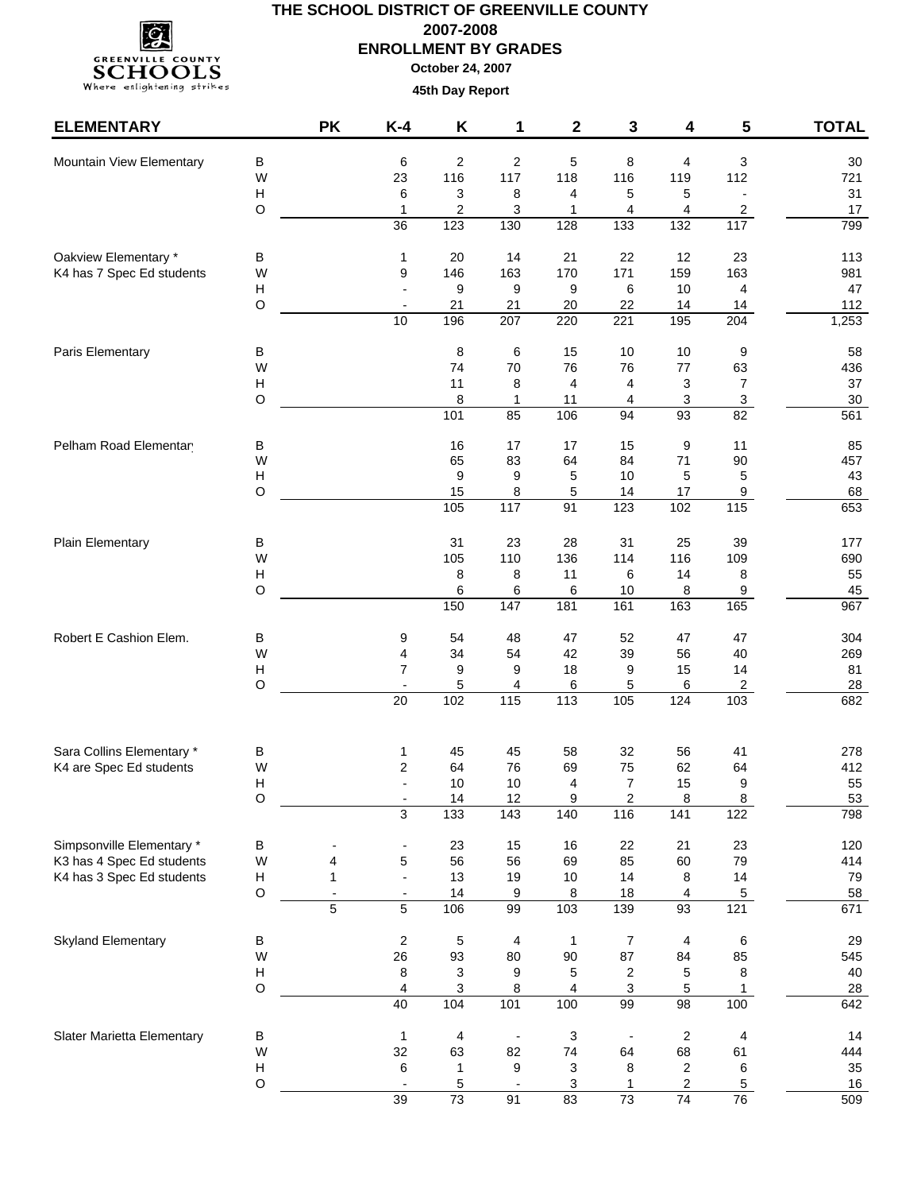# THE SCHOOL DISTRICT OF GREENVILLE COUNTY

**2007-2008**

**ENROLLMENT BY GRADES**

**October 24, 2007**

**45th Day Report**

| ELEMENTARY | | PK | K-4 | K | 1 | 2 | 3 | 4 | 5 | TOTAL |
|---|---|---|---|---|---|---|---|---|---|---|
| Mountain View Elementary | B | | 6 | 2 | 2 | 5 | 8 | 4 | 3 | 30 |
| | W | | 23 | 116 | 117 | 118 | 116 | 119 | 112 | 721 |
| | H | | 6 | 3 | 8 | 4 | 5 | 5 | - | 31 |
| | O | | 1 | 2 | 3 | 1 | 4 | 4 | 2 | 17 |
| | | | 36 | 123 | 130 | 128 | 133 | 132 | 117 | 799 |
| Oakview Elementary * | B | | 1 | 20 | 14 | 21 | 22 | 12 | 23 | 113 |
| K4 has 7 Spec Ed students | W | | 9 | 146 | 163 | 170 | 171 | 159 | 163 | 981 |
| | H | | - | 9 | 9 | 9 | 6 | 10 | 4 | 47 |
| | O | | - | 21 | 21 | 20 | 22 | 14 | 14 | 112 |
| | | | 10 | 196 | 207 | 220 | 221 | 195 | 204 | 1,253 |
| Paris Elementary | B | | | 8 | 6 | 15 | 10 | 10 | 9 | 58 |
| | W | | | 74 | 70 | 76 | 76 | 77 | 63 | 436 |
| | H | | | 11 | 8 | 4 | 4 | 3 | 7 | 37 |
| | O | | | 8 | 1 | 11 | 4 | 3 | 3 | 30 |
| | | | | 101 | 85 | 106 | 94 | 93 | 82 | 561 |
| Pelham Road Elementary | B | | | 16 | 17 | 17 | 15 | 9 | 11 | 85 |
| | W | | | 65 | 83 | 64 | 84 | 71 | 90 | 457 |
| | H | | | 9 | 9 | 5 | 10 | 5 | 5 | 43 |
| | O | | | 15 | 8 | 5 | 14 | 17 | 9 | 68 |
| | | | | 105 | 117 | 91 | 123 | 102 | 115 | 653 |
| Plain Elementary | B | | | 31 | 23 | 28 | 31 | 25 | 39 | 177 |
| | W | | | 105 | 110 | 136 | 114 | 116 | 109 | 690 |
| | H | | | 8 | 8 | 11 | 6 | 14 | 8 | 55 |
| | O | | | 6 | 6 | 6 | 10 | 8 | 9 | 45 |
| | | | | 150 | 147 | 181 | 161 | 163 | 165 | 967 |
| Robert E Cashion Elem. | B | | 9 | 54 | 48 | 47 | 52 | 47 | 47 | 304 |
| | W | | 4 | 34 | 54 | 42 | 39 | 56 | 40 | 269 |
| | H | | 7 | 9 | 9 | 18 | 9 | 15 | 14 | 81 |
| | O | | - | 5 | 4 | 6 | 5 | 6 | 2 | 28 |
| | | | 20 | 102 | 115 | 113 | 105 | 124 | 103 | 682 |
| Sara Collins Elementary * | B | | 1 | 45 | 45 | 58 | 32 | 56 | 41 | 278 |
| K4 are Spec Ed students | W | | 2 | 64 | 76 | 69 | 75 | 62 | 64 | 412 |
| | H | | - | 10 | 10 | 4 | 7 | 15 | 9 | 55 |
| | O | | - | 14 | 12 | 9 | 2 | 8 | 8 | 53 |
| | | | 3 | 133 | 143 | 140 | 116 | 141 | 122 | 798 |
| Simpsonville Elementary * | B | - | - | 23 | 15 | 16 | 22 | 21 | 23 | 120 |
| K3 has 4 Spec Ed students | W | 4 | 5 | 56 | 56 | 69 | 85 | 60 | 79 | 414 |
| K4 has 3 Spec Ed students | H | 1 | - | 13 | 19 | 10 | 14 | 8 | 14 | 79 |
| | O | - | - | 14 | 9 | 8 | 18 | 4 | 5 | 58 |
| | | 5 | 5 | 106 | 99 | 103 | 139 | 93 | 121 | 671 |
| Skyland Elementary | B | | 2 | 5 | 4 | 1 | 7 | 4 | 6 | 29 |
| | W | | 26 | 93 | 80 | 90 | 87 | 84 | 85 | 545 |
| | H | | 8 | 3 | 9 | 5 | 2 | 5 | 8 | 40 |
| | O | | 4 | 3 | 8 | 4 | 3 | 5 | 1 | 28 |
| | | | 40 | 104 | 101 | 100 | 99 | 98 | 100 | 642 |
| Slater Marietta Elementary | B | | 1 | 4 | - | 3 | - | 2 | 4 | 14 |
| | W | | 32 | 63 | 82 | 74 | 64 | 68 | 61 | 444 |
| | H | | 6 | 1 | 9 | 3 | 8 | 2 | 6 | 35 |
| | O | | - | 5 | - | 3 | 1 | 2 | 5 | 16 |
| | | | 39 | 73 | 91 | 83 | 73 | 74 | 76 | 509 |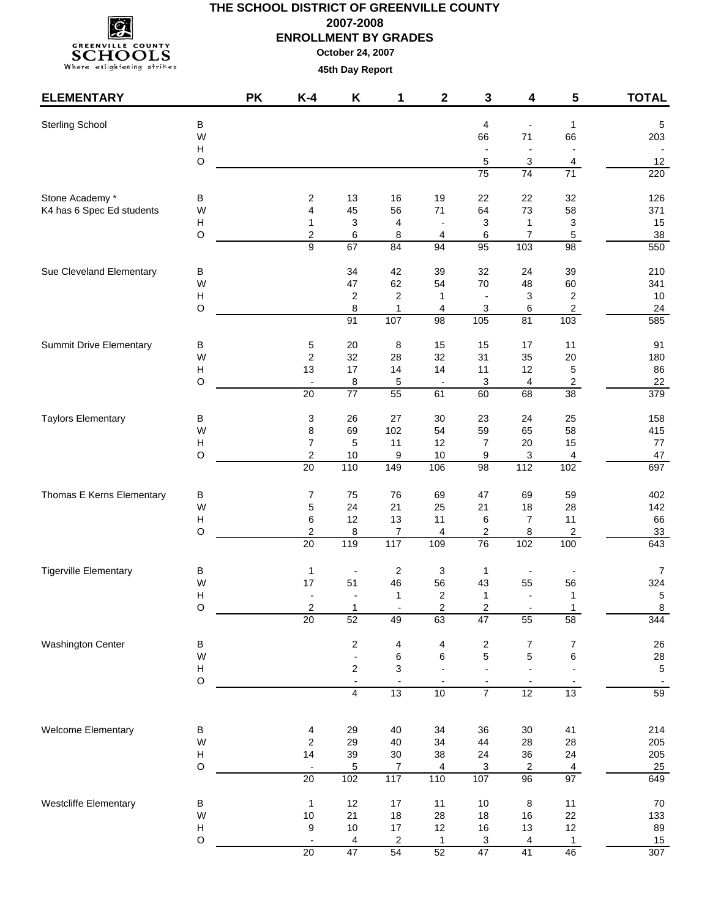# THE SCHOOL DISTRICT OF GREENVILLE COUNTY

## 2007-2008

## ENROLLMENT BY GRADES

**October 24, 2007**

**45th Day Report**

| ELEMENTARY | | PK | K-4 | K | 1 | 2 | 3 | 4 | 5 | TOTAL |
|---|---|---|---|---|---|---|---|---|---|---|
| Sterling School | B | | | | | | 4 | - | 1 | 5 |
| | W | | | | | | 66 | 71 | 66 | 203 |
| | H | | | | | | - | - | - | - |
| | O | | | | | | 5 | 3 | 4 | 12 |
| | | | | | | | 75 | 74 | 71 | 220 |
| Stone Academy * | B | | 2 | 13 | 16 | 19 | 22 | 22 | 32 | 126 |
| K4 has 6 Spec Ed students | W | | 4 | 45 | 56 | 71 | 64 | 73 | 58 | 371 |
| | H | | 1 | 3 | 4 | - | 3 | 1 | 3 | 15 |
| | O | | 2 | 6 | 8 | 4 | 6 | 7 | 5 | 38 |
| | | | 9 | 67 | 84 | 94 | 95 | 103 | 98 | 550 |
| Sue Cleveland Elementary | B | | | 34 | 42 | 39 | 32 | 24 | 39 | 210 |
| | W | | | 47 | 62 | 54 | 70 | 48 | 60 | 341 |
| | H | | | 2 | 2 | 1 | - | 3 | 2 | 10 |
| | O | | | 8 | 1 | 4 | 3 | 6 | 2 | 24 |
| | | | | 91 | 107 | 98 | 105 | 81 | 103 | 585 |
| Summit Drive Elementary | B | | 5 | 20 | 8 | 15 | 15 | 17 | 11 | 91 |
| | W | | 2 | 32 | 28 | 32 | 31 | 35 | 20 | 180 |
| | H | | 13 | 17 | 14 | 14 | 11 | 12 | 5 | 86 |
| | O | | - | 8 | 5 | - | 3 | 4 | 2 | 22 |
| | | | 20 | 77 | 55 | 61 | 60 | 68 | 38 | 379 |
| Taylors Elementary | B | | 3 | 26 | 27 | 30 | 23 | 24 | 25 | 158 |
| | W | | 8 | 69 | 102 | 54 | 59 | 65 | 58 | 415 |
| | H | | 7 | 5 | 11 | 12 | 7 | 20 | 15 | 77 |
| | O | | 2 | 10 | 9 | 10 | 9 | 3 | 4 | 47 |
| | | | 20 | 110 | 149 | 106 | 98 | 112 | 102 | 697 |
| Thomas E Kerns Elementary | B | | 7 | 75 | 76 | 69 | 47 | 69 | 59 | 402 |
| | W | | 5 | 24 | 21 | 25 | 21 | 18 | 28 | 142 |
| | H | | 6 | 12 | 13 | 11 | 6 | 7 | 11 | 66 |
| | O | | 2 | 8 | 7 | 4 | 2 | 8 | 2 | 33 |
| | | | 20 | 119 | 117 | 109 | 76 | 102 | 100 | 643 |
| Tigerville Elementary | B | | 1 | - | 2 | 3 | 1 | - | - | 7 |
| | W | | 17 | 51 | 46 | 56 | 43 | 55 | 56 | 324 |
| | H | | - | - | 1 | 2 | 1 | - | 1 | 5 |
| | O | | 2 | 1 | - | 2 | 2 | - | 1 | 8 |
| | | | 20 | 52 | 49 | 63 | 47 | 55 | 58 | 344 |
| Washington Center | B | | | 2 | 4 | 4 | 2 | 7 | 7 | 26 |
| | W | | | - | 6 | 6 | 5 | 5 | 6 | 28 |
| | H | | | 2 | 3 | - | - | - | - | 5 |
| | O | | | - | - | - | - | - | - | - |
| | | | | 4 | 13 | 10 | 7 | 12 | 13 | 59 |
| Welcome Elementary | B | | 4 | 29 | 40 | 34 | 36 | 30 | 41 | 214 |
| | W | | 2 | 29 | 40 | 34 | 44 | 28 | 28 | 205 |
| | H | | 14 | 39 | 30 | 38 | 24 | 36 | 24 | 205 |
| | O | | - | 5 | 7 | 4 | 3 | 2 | 4 | 25 |
| | | | 20 | 102 | 117 | 110 | 107 | 96 | 97 | 649 |
| Westcliffe Elementary | B | | 1 | 12 | 17 | 11 | 10 | 8 | 11 | 70 |
| | W | | 10 | 21 | 18 | 28 | 18 | 16 | 22 | 133 |
| | H | | 9 | 10 | 17 | 12 | 16 | 13 | 12 | 89 |
| | O | | - | 4 | 2 | 1 | 3 | 4 | 1 | 15 |
| | | | 20 | 47 | 54 | 52 | 47 | 41 | 46 | 307 |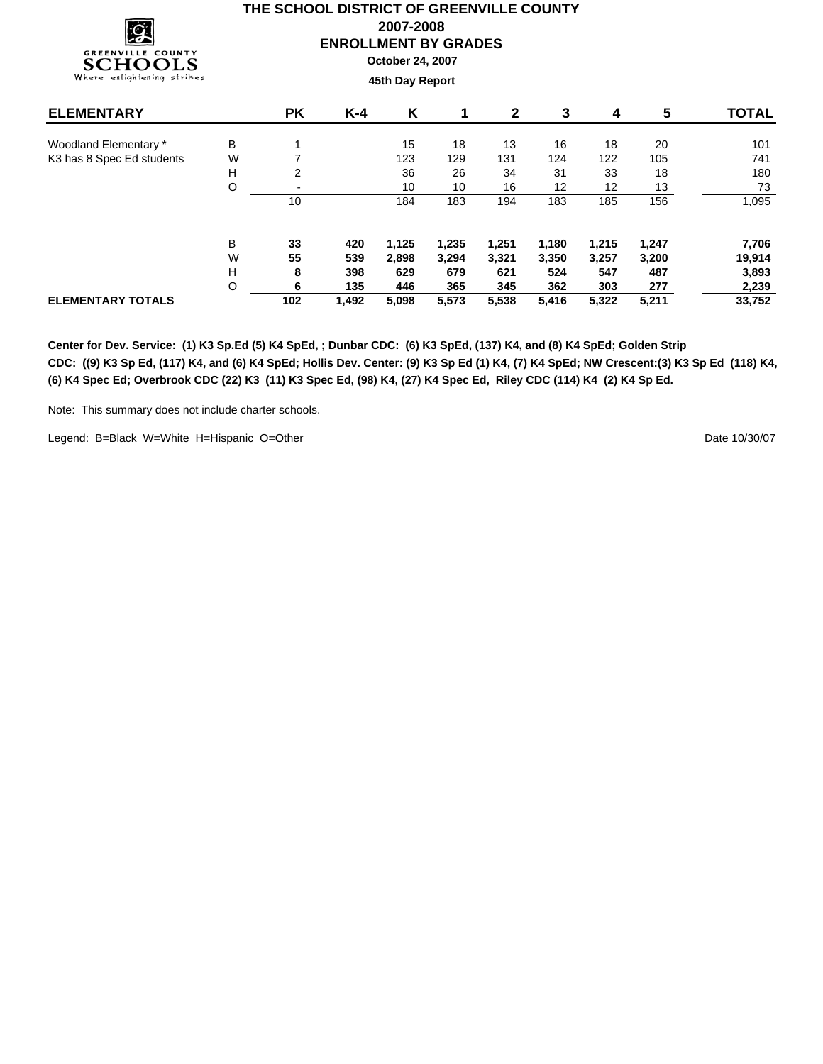# THE SCHOOL DISTRICT OF GREENVILLE COUNTY

## 2007-2008

## ENROLLMENT BY GRADES

**October 24, 2007**

**45th Day Report**

| ELEMENTARY | | PK | K-4 | K | 1 | 2 | 3 | 4 | 5 | TOTAL |
|---|---|---|---|---|---|---|---|---|---|---|
| Woodland Elementary * | B | 1 | | 15 | 18 | 13 | 16 | 18 | 20 | 101 |
| K3 has 8 Spec Ed students | W | 7 | | 123 | 129 | 131 | 124 | 122 | 105 | 741 |
| | H | 2 | | 36 | 26 | 34 | 31 | 33 | 18 | 180 |
| | O | - | | 10 | 10 | 16 | 12 | 12 | 13 | 73 |
| | | 10 | | 184 | 183 | 194 | 183 | 185 | 156 | 1,095 |
| | B | **33** | **420** | **1,125** | **1,235** | **1,251** | **1,180** | **1,215** | **1,247** | **7,706** |
| | W | **55** | **539** | **2,898** | **3,294** | **3,321** | **3,350** | **3,257** | **3,200** | **19,914** |
| | H | **8** | **398** | **629** | **679** | **621** | **524** | **547** | **487** | **3,893** |
| | O | **6** | **135** | **446** | **365** | **345** | **362** | **303** | **277** | **2,239** |
| **ELEMENTARY TOTALS** | | **102** | **1,492** | **5,098** | **5,573** | **5,538** | **5,416** | **5,322** | **5,211** | **33,752** |

**Center for Dev. Service: (1) K3 Sp.Ed (5) K4 SpEd, ; Dunbar CDC: (6) K3 SpEd, (137) K4, and (8) K4 SpEd; Golden Strip CDC: ((9) K3 Sp Ed, (117) K4, and (6) K4 SpEd; Hollis Dev. Center: (9) K3 Sp Ed (1) K4, (7) K4 SpEd; NW Crescent:(3) K3 Sp Ed (118) K4, (6) K4 Spec Ed; Overbrook CDC (22) K3 (11) K3 Spec Ed, (98) K4, (27) K4 Spec Ed, Riley CDC (114) K4 (2) K4 Sp Ed.**

Note: This summary does not include charter schools.

Legend: B=Black W=White H=Hispanic O=Other

Date 10/30/07